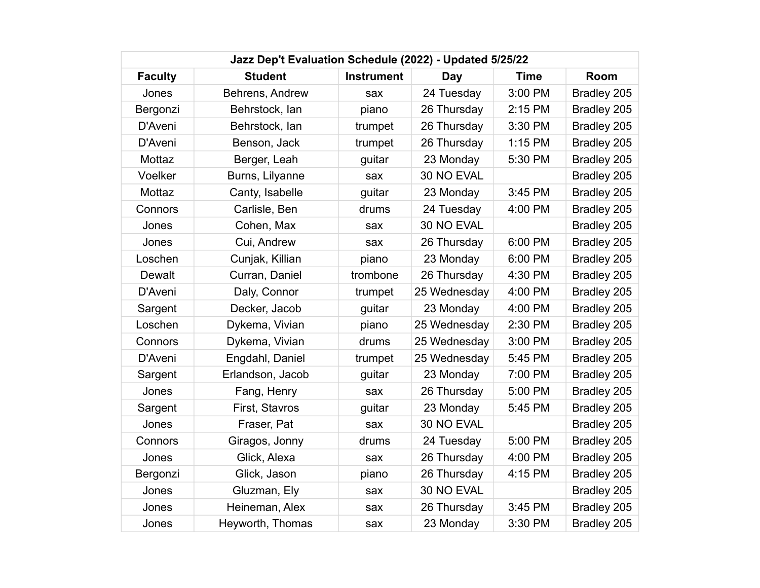| Jazz Dep't Evaluation Schedule (2022) - Updated 5/25/22 | | | | | |
|---|---|---|---|---|---|
| **Faculty** | **Student** | **Instrument** | **Day** | **Time** | **Room** |
| Jones | Behrens, Andrew | sax | 24 Tuesday | 3:00 PM | Bradley 205 |
| Bergonzi | Behrstock, Ian | piano | 26 Thursday | 2:15 PM | Bradley 205 |
| D'Aveni | Behrstock, Ian | trumpet | 26 Thursday | 3:30 PM | Bradley 205 |
| D'Aveni | Benson, Jack | trumpet | 26 Thursday | 1:15 PM | Bradley 205 |
| Mottaz | Berger, Leah | guitar | 23 Monday | 5:30 PM | Bradley 205 |
| Voelker | Burns, Lilyanne | sax | 30 NO EVAL | | Bradley 205 |
| Mottaz | Canty, Isabelle | guitar | 23 Monday | 3:45 PM | Bradley 205 |
| Connors | Carlisle, Ben | drums | 24 Tuesday | 4:00 PM | Bradley 205 |
| Jones | Cohen, Max | sax | 30 NO EVAL | | Bradley 205 |
| Jones | Cui, Andrew | sax | 26 Thursday | 6:00 PM | Bradley 205 |
| Loschen | Cunjak, Killian | piano | 23 Monday | 6:00 PM | Bradley 205 |
| Dewalt | Curran, Daniel | trombone | 26 Thursday | 4:30 PM | Bradley 205 |
| D'Aveni | Daly, Connor | trumpet | 25 Wednesday | 4:00 PM | Bradley 205 |
| Sargent | Decker, Jacob | guitar | 23 Monday | 4:00 PM | Bradley 205 |
| Loschen | Dykema, Vivian | piano | 25 Wednesday | 2:30 PM | Bradley 205 |
| Connors | Dykema, Vivian | drums | 25 Wednesday | 3:00 PM | Bradley 205 |
| D'Aveni | Engdahl, Daniel | trumpet | 25 Wednesday | 5:45 PM | Bradley 205 |
| Sargent | Erlandson, Jacob | guitar | 23 Monday | 7:00 PM | Bradley 205 |
| Jones | Fang, Henry | sax | 26 Thursday | 5:00 PM | Bradley 205 |
| Sargent | First, Stavros | guitar | 23 Monday | 5:45 PM | Bradley 205 |
| Jones | Fraser, Pat | sax | 30 NO EVAL | | Bradley 205 |
| Connors | Giragos, Jonny | drums | 24 Tuesday | 5:00 PM | Bradley 205 |
| Jones | Glick, Alexa | sax | 26 Thursday | 4:00 PM | Bradley 205 |
| Bergonzi | Glick, Jason | piano | 26 Thursday | 4:15 PM | Bradley 205 |
| Jones | Gluzman, Ely | sax | 30 NO EVAL | | Bradley 205 |
| Jones | Heineman, Alex | sax | 26 Thursday | 3:45 PM | Bradley 205 |
| Jones | Heyworth, Thomas | sax | 23 Monday | 3:30 PM | Bradley 205 |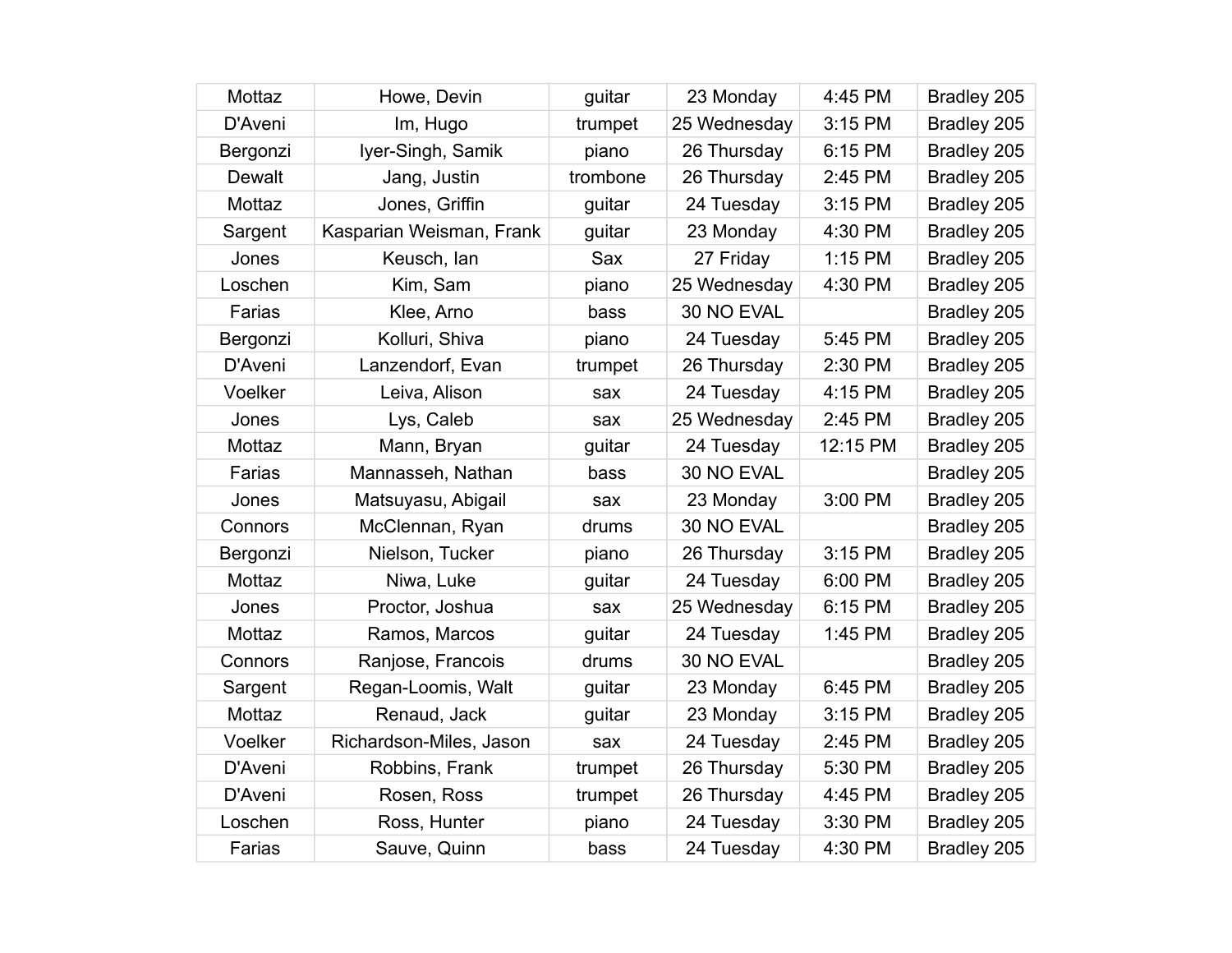| | | | | | |
|---|---|---|---|---|---|
| Mottaz | Howe, Devin | guitar | 23 Monday | 4:45 PM | Bradley 205 |
| D'Aveni | Im, Hugo | trumpet | 25 Wednesday | 3:15 PM | Bradley 205 |
| Bergonzi | Iyer-Singh, Samik | piano | 26 Thursday | 6:15 PM | Bradley 205 |
| Dewalt | Jang, Justin | trombone | 26 Thursday | 2:45 PM | Bradley 205 |
| Mottaz | Jones, Griffin | guitar | 24 Tuesday | 3:15 PM | Bradley 205 |
| Sargent | Kasparian Weisman, Frank | guitar | 23 Monday | 4:30 PM | Bradley 205 |
| Jones | Keusch, Ian | Sax | 27 Friday | 1:15 PM | Bradley 205 |
| Loschen | Kim, Sam | piano | 25 Wednesday | 4:30 PM | Bradley 205 |
| Farias | Klee, Arno | bass | 30 NO EVAL | | Bradley 205 |
| Bergonzi | Kolluri, Shiva | piano | 24 Tuesday | 5:45 PM | Bradley 205 |
| D'Aveni | Lanzendorf, Evan | trumpet | 26 Thursday | 2:30 PM | Bradley 205 |
| Voelker | Leiva, Alison | sax | 24 Tuesday | 4:15 PM | Bradley 205 |
| Jones | Lys, Caleb | sax | 25 Wednesday | 2:45 PM | Bradley 205 |
| Mottaz | Mann, Bryan | guitar | 24 Tuesday | 12:15 PM | Bradley 205 |
| Farias | Mannasseh, Nathan | bass | 30 NO EVAL | | Bradley 205 |
| Jones | Matsuyasu, Abigail | sax | 23 Monday | 3:00 PM | Bradley 205 |
| Connors | McClennan, Ryan | drums | 30 NO EVAL | | Bradley 205 |
| Bergonzi | Nielson, Tucker | piano | 26 Thursday | 3:15 PM | Bradley 205 |
| Mottaz | Niwa, Luke | guitar | 24 Tuesday | 6:00 PM | Bradley 205 |
| Jones | Proctor, Joshua | sax | 25 Wednesday | 6:15 PM | Bradley 205 |
| Mottaz | Ramos, Marcos | guitar | 24 Tuesday | 1:45 PM | Bradley 205 |
| Connors | Ranjose, Francois | drums | 30 NO EVAL | | Bradley 205 |
| Sargent | Regan-Loomis, Walt | guitar | 23 Monday | 6:45 PM | Bradley 205 |
| Mottaz | Renaud, Jack | guitar | 23 Monday | 3:15 PM | Bradley 205 |
| Voelker | Richardson-Miles, Jason | sax | 24 Tuesday | 2:45 PM | Bradley 205 |
| D'Aveni | Robbins, Frank | trumpet | 26 Thursday | 5:30 PM | Bradley 205 |
| D'Aveni | Rosen, Ross | trumpet | 26 Thursday | 4:45 PM | Bradley 205 |
| Loschen | Ross, Hunter | piano | 24 Tuesday | 3:30 PM | Bradley 205 |
| Farias | Sauve, Quinn | bass | 24 Tuesday | 4:30 PM | Bradley 205 |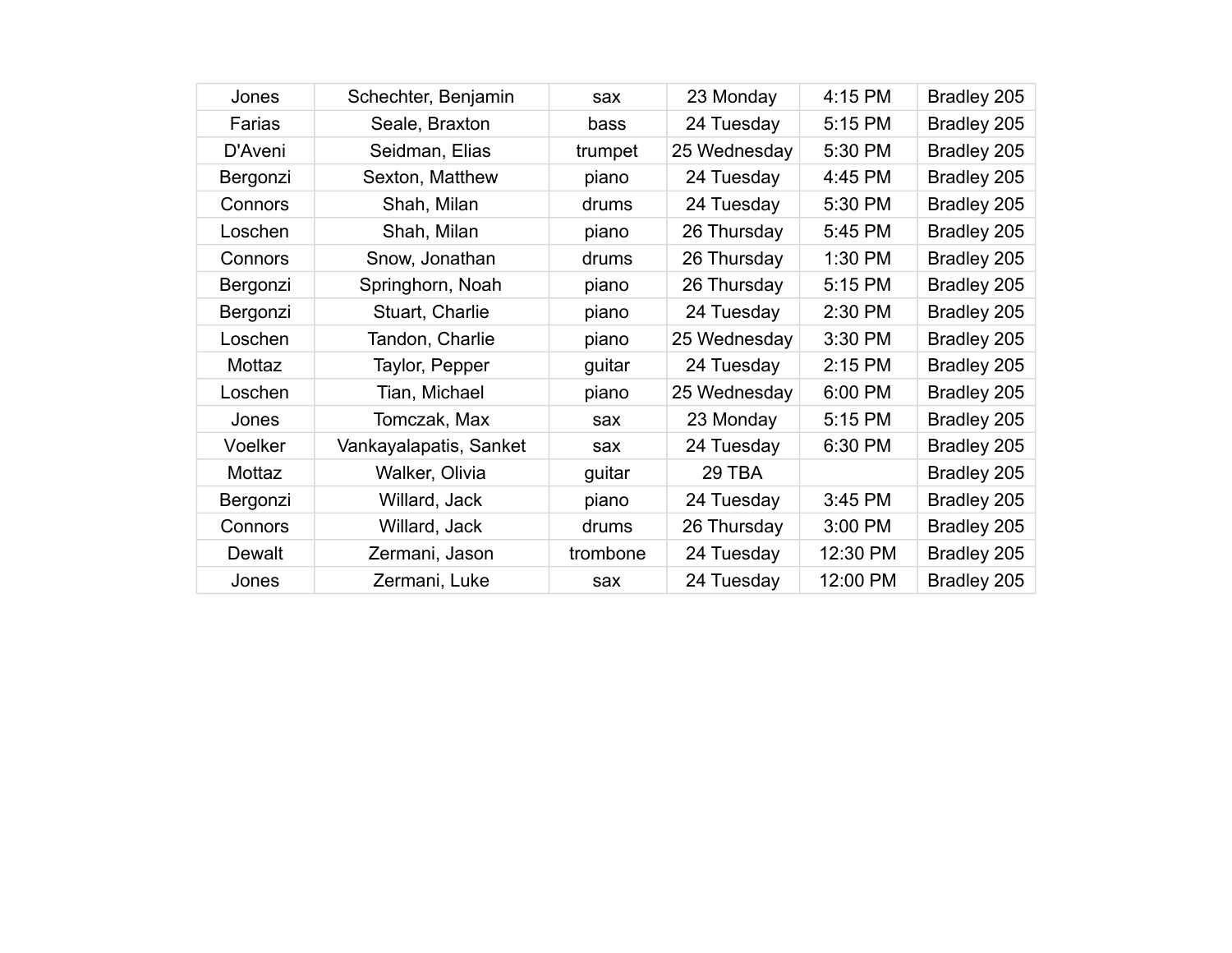| | | | | | |
|---|---|---|---|---|---|
| Jones | Schechter, Benjamin | sax | 23 Monday | 4:15 PM | Bradley 205 |
| Farias | Seale, Braxton | bass | 24 Tuesday | 5:15 PM | Bradley 205 |
| D'Aveni | Seidman, Elias | trumpet | 25 Wednesday | 5:30 PM | Bradley 205 |
| Bergonzi | Sexton, Matthew | piano | 24 Tuesday | 4:45 PM | Bradley 205 |
| Connors | Shah, Milan | drums | 24 Tuesday | 5:30 PM | Bradley 205 |
| Loschen | Shah, Milan | piano | 26 Thursday | 5:45 PM | Bradley 205 |
| Connors | Snow, Jonathan | drums | 26 Thursday | 1:30 PM | Bradley 205 |
| Bergonzi | Springhorn, Noah | piano | 26 Thursday | 5:15 PM | Bradley 205 |
| Bergonzi | Stuart, Charlie | piano | 24 Tuesday | 2:30 PM | Bradley 205 |
| Loschen | Tandon, Charlie | piano | 25 Wednesday | 3:30 PM | Bradley 205 |
| Mottaz | Taylor, Pepper | guitar | 24 Tuesday | 2:15 PM | Bradley 205 |
| Loschen | Tian, Michael | piano | 25 Wednesday | 6:00 PM | Bradley 205 |
| Jones | Tomczak, Max | sax | 23 Monday | 5:15 PM | Bradley 205 |
| Voelker | Vankayalapatis, Sanket | sax | 24 Tuesday | 6:30 PM | Bradley 205 |
| Mottaz | Walker, Olivia | guitar | 29 TBA | | Bradley 205 |
| Bergonzi | Willard, Jack | piano | 24 Tuesday | 3:45 PM | Bradley 205 |
| Connors | Willard, Jack | drums | 26 Thursday | 3:00 PM | Bradley 205 |
| Dewalt | Zermani, Jason | trombone | 24 Tuesday | 12:30 PM | Bradley 205 |
| Jones | Zermani, Luke | sax | 24 Tuesday | 12:00 PM | Bradley 205 |